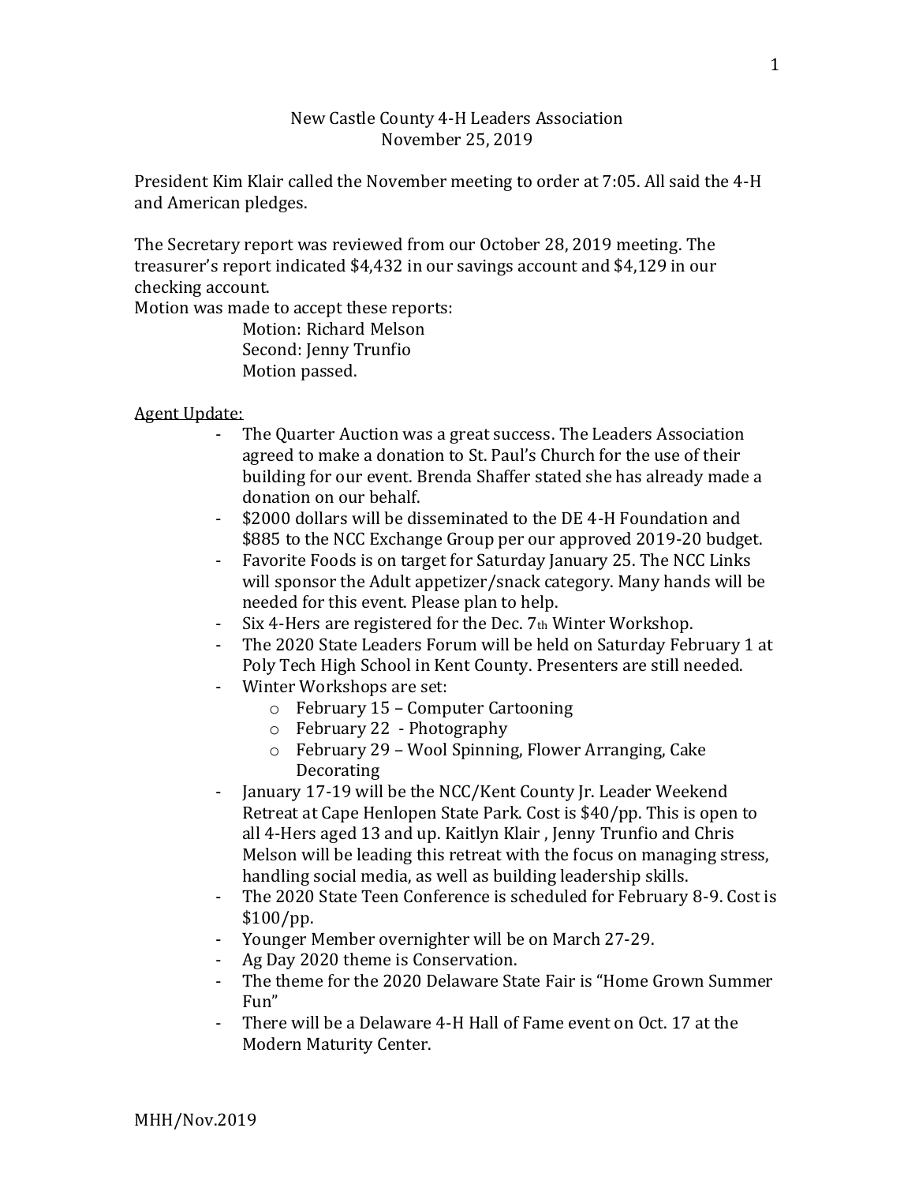New Castle County 4-H Leaders Association
November 25, 2019

President Kim Klair called the November meeting to order at 7:05. All said the 4-H and American pledges.

The Secretary report was reviewed from our October 28, 2019 meeting. The treasurer's report indicated $4,432 in our savings account and $4,129 in our checking account.
Motion was made to accept these reports:

Motion: Richard Melson
Second: Jenny Trunfio
Motion passed.

<u>Agent Update:</u>

- The Quarter Auction was a great success. The Leaders Association agreed to make a donation to St. Paul's Church for the use of their building for our event. Brenda Shaffer stated she has already made a donation on our behalf.
- $2000 dollars will be disseminated to the DE 4-H Foundation and $885 to the NCC Exchange Group per our approved 2019-20 budget.
- Favorite Foods is on target for Saturday January 25. The NCC Links will sponsor the Adult appetizer/snack category. Many hands will be needed for this event. Please plan to help.
- Six 4-Hers are registered for the Dec. 7th Winter Workshop.
- The 2020 State Leaders Forum will be held on Saturday February 1 at Poly Tech High School in Kent County. Presenters are still needed.
- Winter Workshops are set:
  - February 15 – Computer Cartooning
  - February 22 - Photography
  - February 29 – Wool Spinning, Flower Arranging, Cake Decorating
- January 17-19 will be the NCC/Kent County Jr. Leader Weekend Retreat at Cape Henlopen State Park. Cost is $40/pp. This is open to all 4-Hers aged 13 and up. Kaitlyn Klair , Jenny Trunfio and Chris Melson will be leading this retreat with the focus on managing stress, handling social media, as well as building leadership skills.
- The 2020 State Teen Conference is scheduled for February 8-9. Cost is $100/pp.
- Younger Member overnighter will be on March 27-29.
- Ag Day 2020 theme is Conservation.
- The theme for the 2020 Delaware State Fair is "Home Grown Summer Fun"
- There will be a Delaware 4-H Hall of Fame event on Oct. 17 at the Modern Maturity Center.

MHH/Nov.2019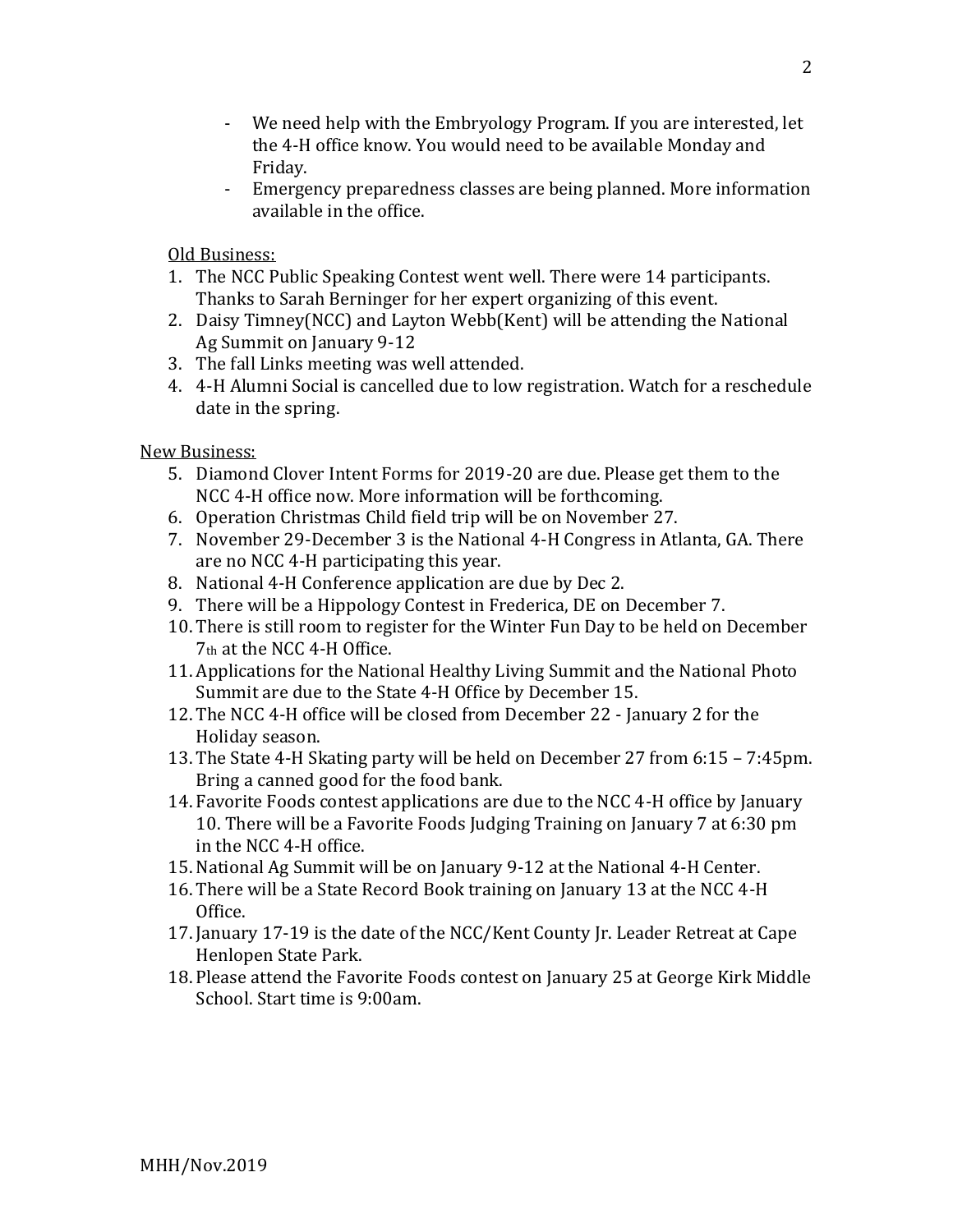- We need help with the Embryology Program. If you are interested, let the 4-H office know. You would need to be available Monday and Friday.
- Emergency preparedness classes are being planned. More information available in the office.

Old Business:

1. The NCC Public Speaking Contest went well. There were 14 participants. Thanks to Sarah Berninger for her expert organizing of this event.
2. Daisy Timney(NCC) and Layton Webb(Kent) will be attending the National Ag Summit on January 9-12
3. The fall Links meeting was well attended.
4. 4-H Alumni Social is cancelled due to low registration. Watch for a reschedule date in the spring.

New Business:

5. Diamond Clover Intent Forms for 2019-20 are due. Please get them to the NCC 4-H office now. More information will be forthcoming.
6. Operation Christmas Child field trip will be on November 27.
7. November 29-December 3 is the National 4-H Congress in Atlanta, GA. There are no NCC 4-H participating this year.
8. National 4-H Conference application are due by Dec 2.
9. There will be a Hippology Contest in Frederica, DE on December 7.
10. There is still room to register for the Winter Fun Day to be held on December 7th at the NCC 4-H Office.
11. Applications for the National Healthy Living Summit and the National Photo Summit are due to the State 4-H Office by December 15.
12. The NCC 4-H office will be closed from December 22 - January 2 for the Holiday season.
13. The State 4-H Skating party will be held on December 27 from 6:15 – 7:45pm. Bring a canned good for the food bank.
14. Favorite Foods contest applications are due to the NCC 4-H office by January 10. There will be a Favorite Foods Judging Training on January 7 at 6:30 pm in the NCC 4-H office.
15. National Ag Summit will be on January 9-12 at the National 4-H Center.
16. There will be a State Record Book training on January 13 at the NCC 4-H Office.
17. January 17-19 is the date of the NCC/Kent County Jr. Leader Retreat at Cape Henlopen State Park.
18. Please attend the Favorite Foods contest on January 25 at George Kirk Middle School. Start time is 9:00am.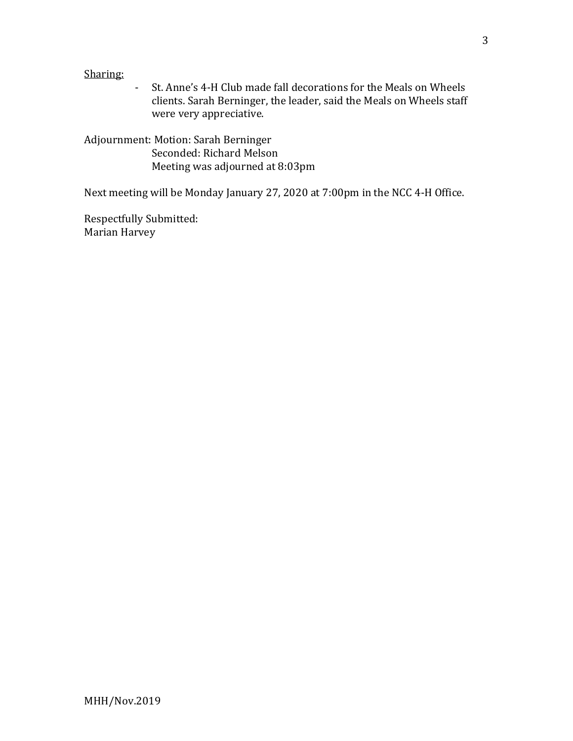Sharing:

- St. Anne's 4-H Club made fall decorations for the Meals on Wheels clients. Sarah Berninger, the leader, said the Meals on Wheels staff were very appreciative.

Adjournment: Motion: Sarah Berninger
Seconded: Richard Melson
Meeting was adjourned at 8:03pm

Next meeting will be Monday January 27, 2020 at 7:00pm in the NCC 4-H Office.

Respectfully Submitted:
Marian Harvey

MHH/Nov.2019